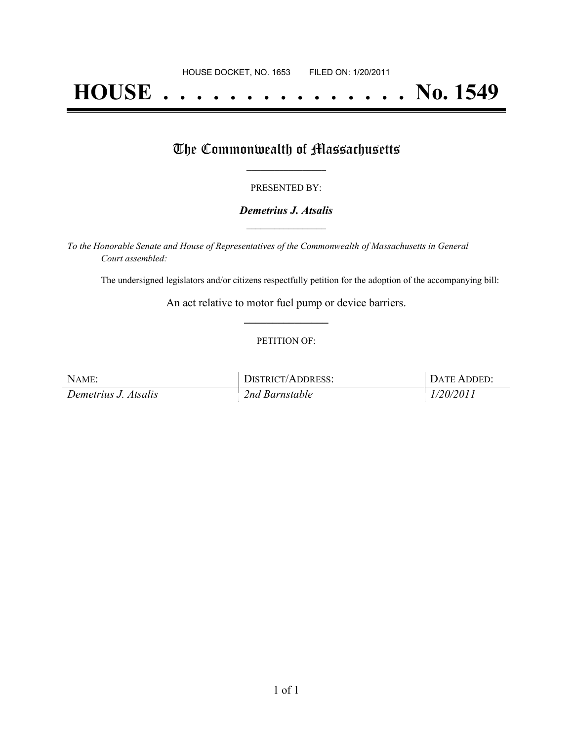HOUSE DOCKET, NO. 1653        FILED ON: 1/20/2011

# HOUSE . . . . . . . . . . . . . . . No. 1549

## The Commonwealth of Massachusetts

PRESENTED BY:

***Demetrius J. Atsalis***

*To the Honorable Senate and House of Representatives of the Commonwealth of Massachusetts in General Court assembled:*

The undersigned legislators and/or citizens respectfully petition for the adoption of the accompanying bill:

An act relative to motor fuel pump or device barriers.

PETITION OF:

| NAME: | DISTRICT/ADDRESS: | DATE ADDED: |
|---|---|---|
| *Demetrius J. Atsalis* | *2nd Barnstable* | *1/20/2011* |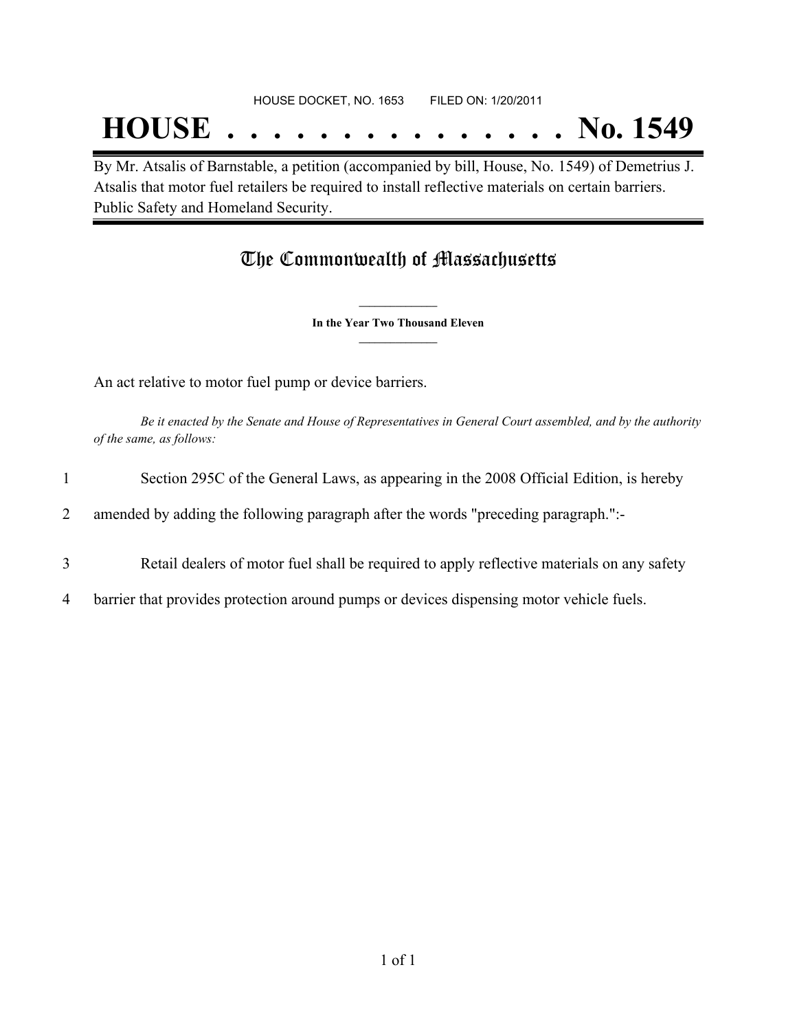HOUSE DOCKET, NO. 1653 FILED ON: 1/20/2011

# HOUSE . . . . . . . . . . . . . . . No. 1549

By Mr. Atsalis of Barnstable, a petition (accompanied by bill, House, No. 1549) of Demetrius J. Atsalis that motor fuel retailers be required to install reflective materials on certain barriers. Public Safety and Homeland Security.

## The Commonwealth of Massachusetts

**In the Year Two Thousand Eleven**

An act relative to motor fuel pump or device barriers.

*Be it enacted by the Senate and House of Representatives in General Court assembled, and by the authority of the same, as follows:*

1 Section 295C of the General Laws, as appearing in the 2008 Official Edition, is hereby

2 amended by adding the following paragraph after the words "preceding paragraph.":-

3 Retail dealers of motor fuel shall be required to apply reflective materials on any safety

4 barrier that provides protection around pumps or devices dispensing motor vehicle fuels.